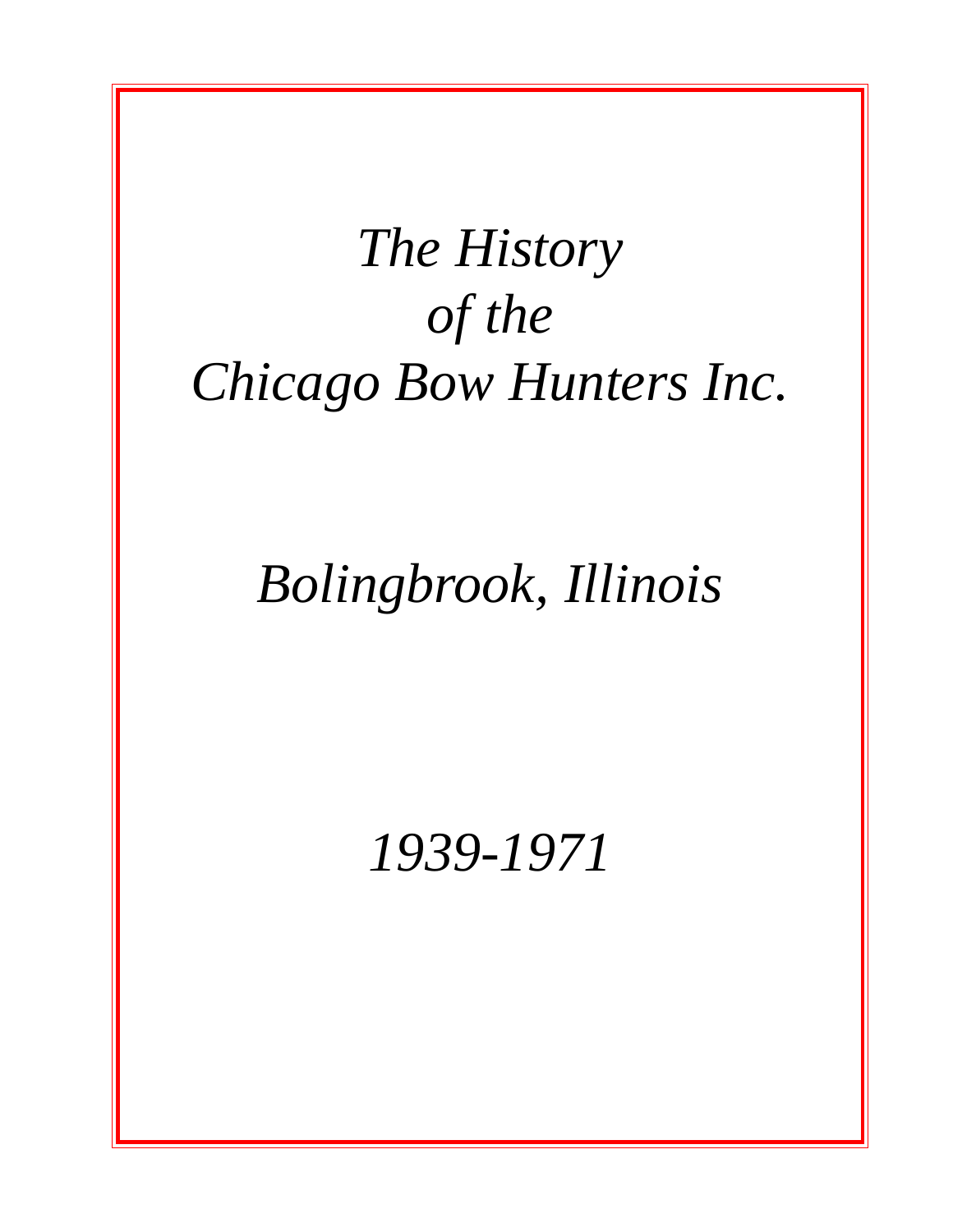# *The History of the Chicago Bow Hunters Inc.*

## *Bolingbrook, Illinois*

## *1939-1971*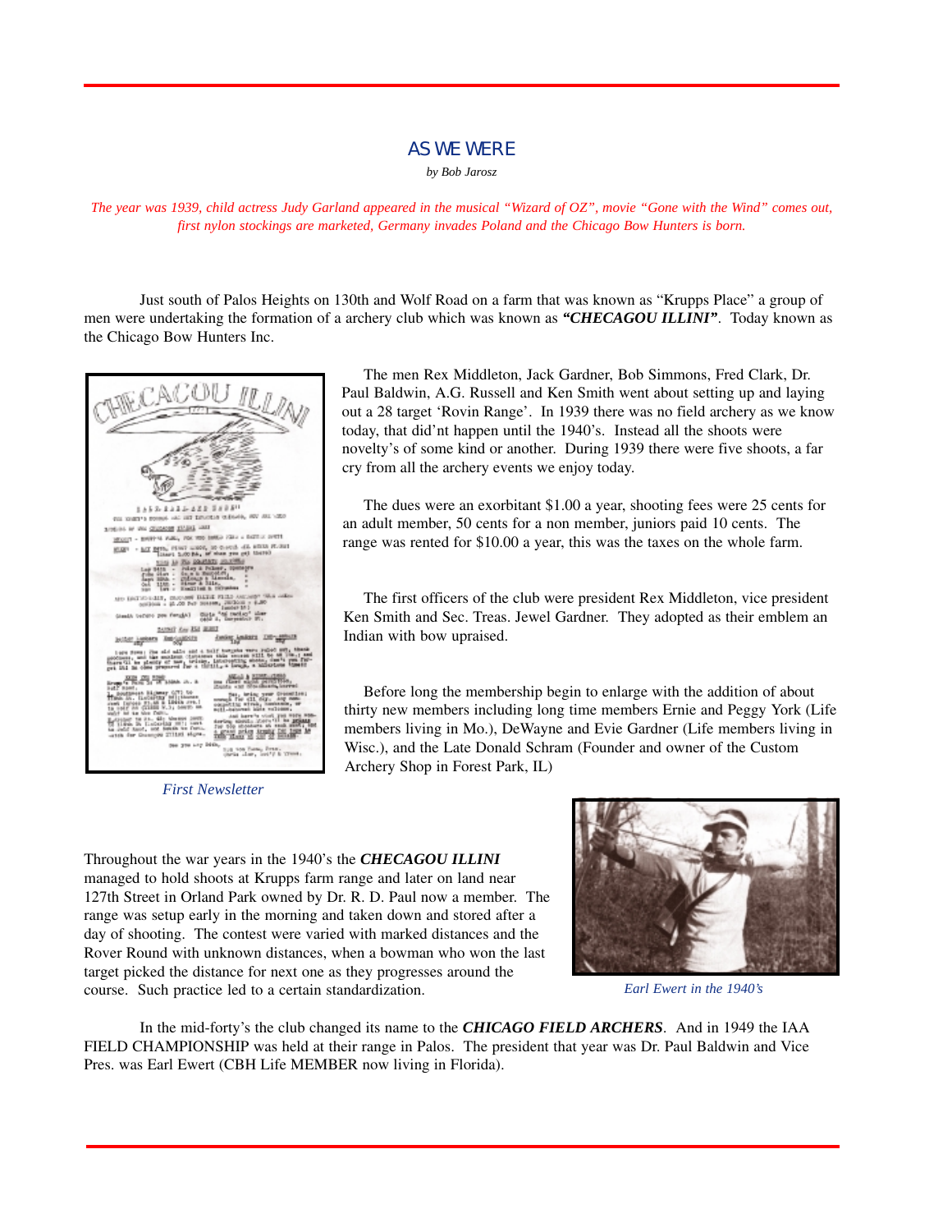## AS WE WERE

*by Bob Jarosz*

*The year was 1939, child actress Judy Garland appeared in the musical "Wizard of OZ", movie "Gone with the Wind" comes out, first nylon stockings are marketed, Germany invades Poland and the Chicago Bow Hunters is born.*

Just south of Palos Heights on 130th and Wolf Road on a farm that was known as "Krupps Place" a group of men were undertaking the formation of a archery club which was known as ***"CHECAGOU ILLINI"***. Today known as the Chicago Bow Hunters Inc.

The men Rex Middleton, Jack Gardner, Bob Simmons, Fred Clark, Dr. Paul Baldwin, A.G. Russell and Ken Smith went about setting up and laying out a 28 target 'Rovin Range'. In 1939 there was no field archery as we know today, that did'nt happen until the 1940's. Instead all the shoots were novelty's of some kind or another. During 1939 there were five shoots, a far cry from all the archery events we enjoy today.

The dues were an exorbitant $1.00 a year, shooting fees were 25 cents for an adult member, 50 cents for a non member, juniors paid 10 cents. The range was rented for $10.00 a year, this was the taxes on the whole farm.

The first officers of the club were president Rex Middleton, vice president Ken Smith and Sec. Treas. Jewel Gardner. They adopted as their emblem an Indian with bow upraised.

Before long the membership begin to enlarge with the addition of about thirty new members including long time members Ernie and Peggy York (Life members living in Mo.), DeWayne and Evie Gardner (Life members living in Wisc.), and the Late Donald Schram (Founder and owner of the Custom Archery Shop in Forest Park, IL)

*First Newsletter*

Throughout the war years in the 1940's the ***CHECAGOU ILLINI*** managed to hold shoots at Krupps farm range and later on land near 127th Street in Orland Park owned by Dr. R. D. Paul now a member. The range was setup early in the morning and taken down and stored after a day of shooting. The contest were varied with marked distances and the Rover Round with unknown distances, when a bowman who won the last target picked the distance for next one as they progresses around the course. Such practice led to a certain standardization.

*Earl Ewert in the 1940's*

In the mid-forty's the club changed its name to the ***CHICAGO FIELD ARCHERS***. And in 1949 the IAA FIELD CHAMPIONSHIP was held at their range in Palos. The president that year was Dr. Paul Baldwin and Vice Pres. was Earl Ewert (CBH Life MEMBER now living in Florida).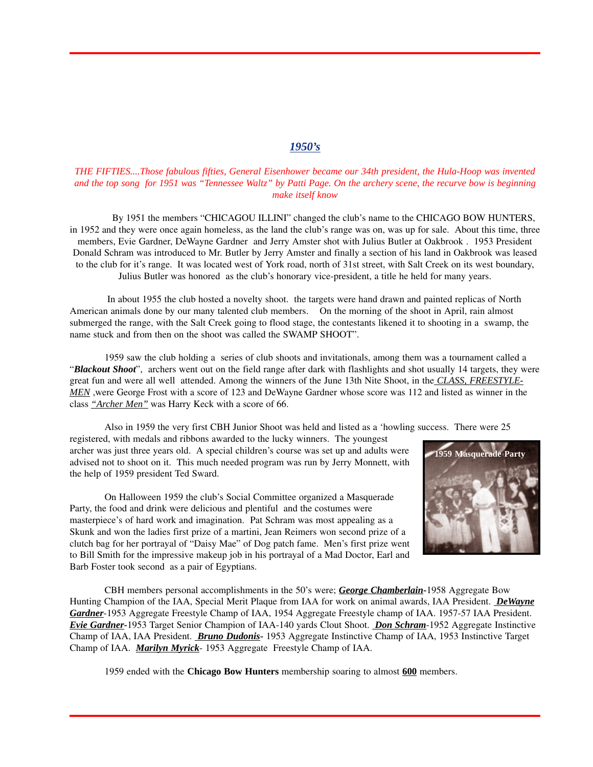## *1950's*

*THE FIFTIES....Those fabulous fifties, General Eisenhower became our 34th president, the Hula-Hoop was invented and the top song for 1951 was "Tennessee Waltz" by Patti Page. On the archery scene, the recurve bow is beginning make itself know*

By 1951 the members "CHICAGOU ILLINI" changed the club's name to the CHICAGO BOW HUNTERS, in 1952 and they were once again homeless, as the land the club's range was on, was up for sale. About this time, three members, Evie Gardner, DeWayne Gardner and Jerry Amster shot with Julius Butler at Oakbrook . 1953 President Donald Schram was introduced to Mr. Butler by Jerry Amster and finally a section of his land in Oakbrook was leased to the club for it's range. It was located west of York road, north of 31st street, with Salt Creek on its west boundary, Julius Butler was honored as the club's honorary vice-president, a title he held for many years.

In about 1955 the club hosted a novelty shoot. the targets were hand drawn and painted replicas of North American animals done by our many talented club members. On the morning of the shoot in April, rain almost submerged the range, with the Salt Creek going to flood stage, the contestants likened it to shooting in a swamp, the name stuck and from then on the shoot was called the SWAMP SHOOT".

1959 saw the club holding a series of club shoots and invitationals, among them was a tournament called a "***Blackout Shoot***", archers went out on the field range after dark with flashlights and shot usually 14 targets, they were great fun and were all well attended. Among the winners of the June 13th Nite Shoot, in the *CLASS, FREESTYLE-MEN* ,were George Frost with a score of 123 and DeWayne Gardner whose score was 112 and listed as winner in the class *"Archer Men"* was Harry Keck with a score of 66.

Also in 1959 the very first CBH Junior Shoot was held and listed as a 'howling success. There were 25 registered, with medals and ribbons awarded to the lucky winners. The youngest archer was just three years old. A special children's course was set up and adults were advised not to shoot on it. This much needed program was run by Jerry Monnett, with the help of 1959 president Ted Sward.

1959 Masquerade Party

On Halloween 1959 the club's Social Committee organized a Masquerade Party, the food and drink were delicious and plentiful and the costumes were masterpiece's of hard work and imagination. Pat Schram was most appealing as a Skunk and won the ladies first prize of a martini, Jean Reimers won second prize of a clutch bag for her portrayal of "Daisy Mae" of Dog patch fame. Men's first prize went to Bill Smith for the impressive makeup job in his portrayal of a Mad Doctor, Earl and Barb Foster took second as a pair of Egyptians.

CBH members personal accomplishments in the 50's were; ***George Chamberlain***-1958 Aggregate Bow Hunting Champion of the IAA, Special Merit Plaque from IAA for work on animal awards, IAA President. ***DeWayne Gardner***-1953 Aggregate Freestyle Champ of IAA, 1954 Aggregate Freestyle champ of IAA. 1957-57 IAA President. ***Evie Gardner***-1953 Target Senior Champion of IAA-140 yards Clout Shoot. ***Don Schram***-1952 Aggregate Instinctive Champ of IAA, IAA President. ***Bruno Dudonis***- 1953 Aggregate Instinctive Champ of IAA, 1953 Instinctive Target Champ of IAA. ***Marilyn Myrick***- 1953 Aggregate Freestyle Champ of IAA.

1959 ended with the **Chicago Bow Hunters** membership soaring to almost **600** members.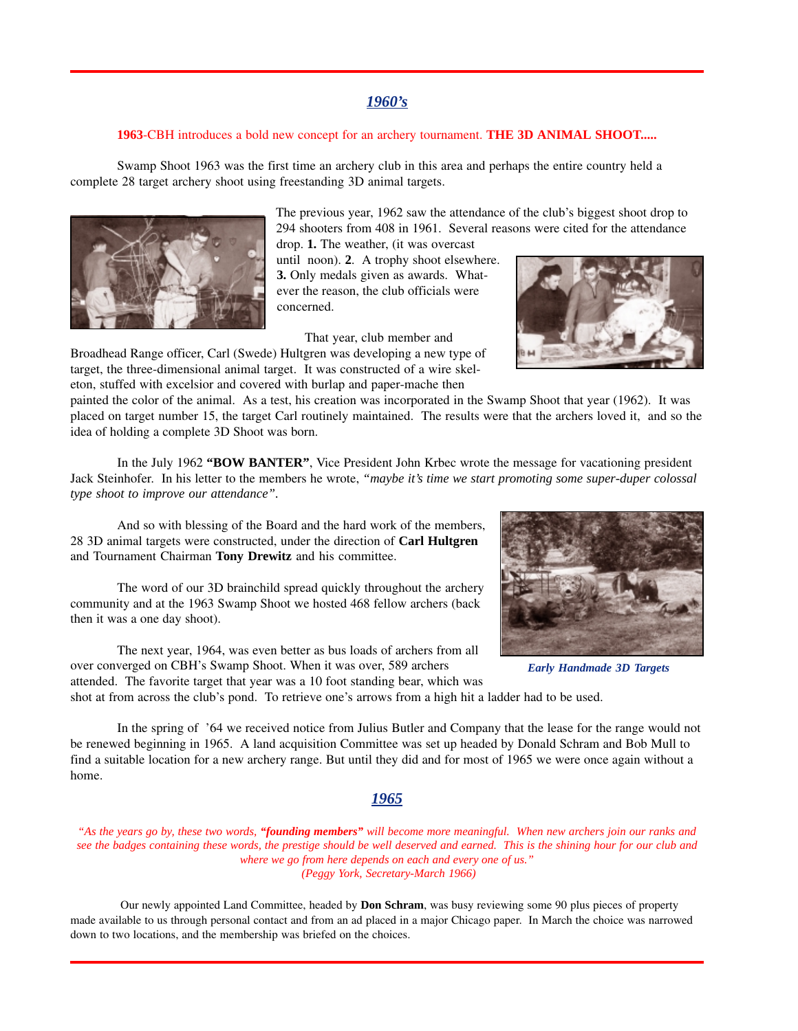## *1960's*

**1963**-CBH introduces a bold new concept for an archery tournament. **THE 3D ANIMAL SHOOT.....**

Swamp Shoot 1963 was the first time an archery club in this area and perhaps the entire country held a complete 28 target archery shoot using freestanding 3D animal targets.

The previous year, 1962 saw the attendance of the club's biggest shoot drop to 294 shooters from 408 in 1961. Several reasons were cited for the attendance drop. **1.** The weather, (it was overcast until noon). **2**. A trophy shoot elsewhere. **3.** Only medals given as awards. Whatever the reason, the club officials were concerned.

That year, club member and Broadhead Range officer, Carl (Swede) Hultgren was developing a new type of target, the three-dimensional animal target. It was constructed of a wire skeleton, stuffed with excelsior and covered with burlap and paper-mache then painted the color of the animal. As a test, his creation was incorporated in the Swamp Shoot that year (1962). It was placed on target number 15, the target Carl routinely maintained. The results were that the archers loved it, and so the idea of holding a complete 3D Shoot was born.

In the July 1962 **"BOW BANTER"**, Vice President John Krbec wrote the message for vacationing president Jack Steinhofer. In his letter to the members he wrote, *"maybe it's time we start promoting some super-duper colossal type shoot to improve our attendance".*

And so with blessing of the Board and the hard work of the members, 28 3D animal targets were constructed, under the direction of **Carl Hultgren** and Tournament Chairman **Tony Drewitz** and his committee.

The word of our 3D brainchild spread quickly throughout the archery community and at the 1963 Swamp Shoot we hosted 468 fellow archers (back then it was a one day shoot).

The next year, 1964, was even better as bus loads of archers from all over converged on CBH's Swamp Shoot. When it was over, 589 archers attended. The favorite target that year was a 10 foot standing bear, which was shot at from across the club's pond. To retrieve one's arrows from a high hit a ladder had to be used.

*Early Handmade 3D Targets*

In the spring of '64 we received notice from Julius Butler and Company that the lease for the range would not be renewed beginning in 1965. A land acquisition Committee was set up headed by Donald Schram and Bob Mull to find a suitable location for a new archery range. But until they did and for most of 1965 we were once again without a home.

## *1965*

*"As the years go by, these two words, **"founding members"** will become more meaningful. When new archers join our ranks and see the badges containing these words, the prestige should be well deserved and earned. This is the shining hour for our club and where we go from here depends on each and every one of us."*
*(Peggy York, Secretary-March 1966)*

Our newly appointed Land Committee, headed by **Don Schram**, was busy reviewing some 90 plus pieces of property made available to us through personal contact and from an ad placed in a major Chicago paper. In March the choice was narrowed down to two locations, and the membership was briefed on the choices.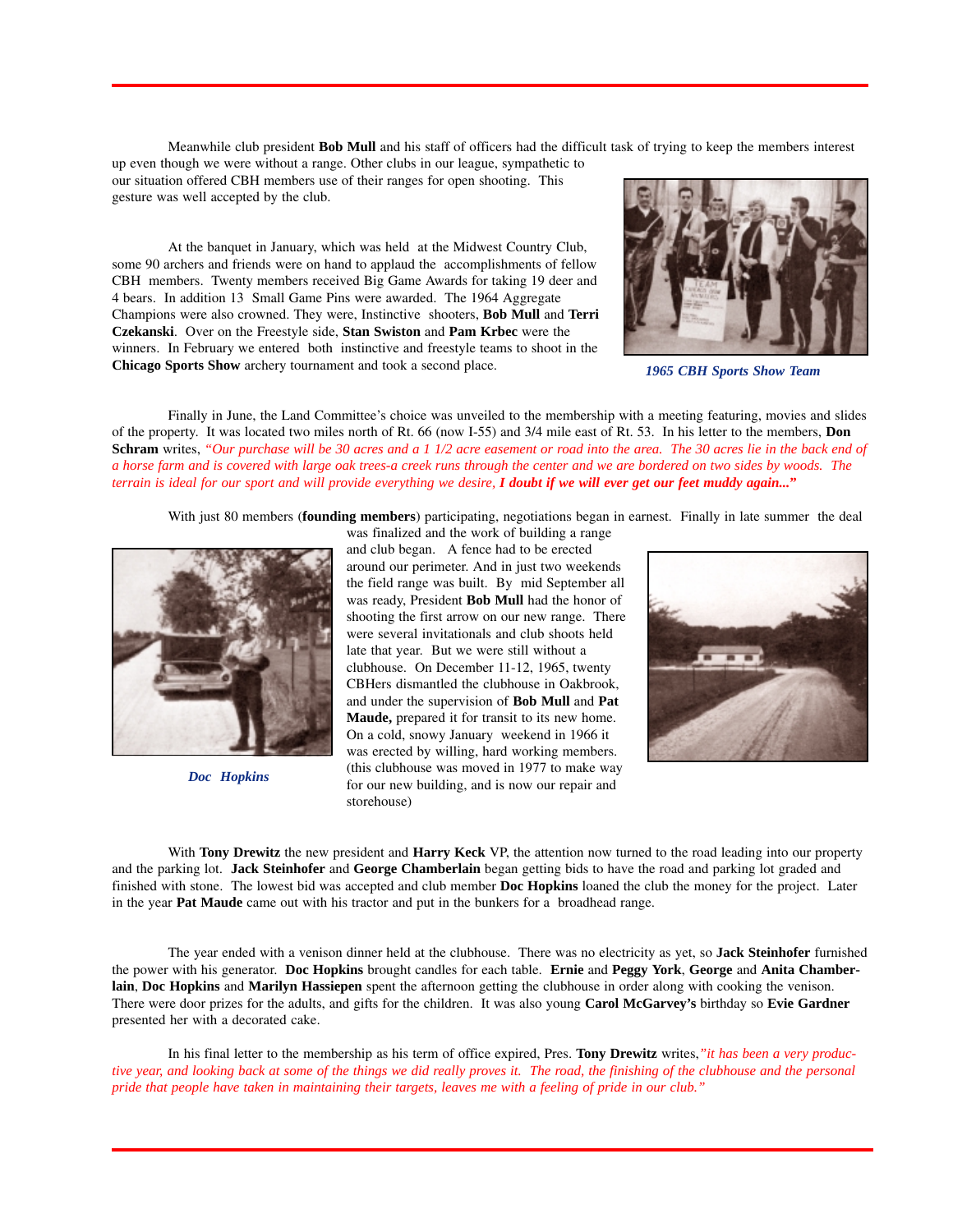Meanwhile club president **Bob Mull** and his staff of officers had the difficult task of trying to keep the members interest up even though we were without a range. Other clubs in our league, sympathetic to our situation offered CBH members use of their ranges for open shooting. This gesture was well accepted by the club.

At the banquet in January, which was held at the Midwest Country Club, some 90 archers and friends were on hand to applaud the accomplishments of fellow CBH members. Twenty members received Big Game Awards for taking 19 deer and 4 bears. In addition 13 Small Game Pins were awarded. The 1964 Aggregate Champions were also crowned. They were, Instinctive shooters, **Bob Mull** and **Terri Czekanski**. Over on the Freestyle side, **Stan Swiston** and **Pam Krbec** were the winners. In February we entered both instinctive and freestyle teams to shoot in the **Chicago Sports Show** archery tournament and took a second place.

*1965 CBH Sports Show Team*

Finally in June, the Land Committee's choice was unveiled to the membership with a meeting featuring, movies and slides of the property. It was located two miles north of Rt. 66 (now I-55) and 3/4 mile east of Rt. 53. In his letter to the members, **Don Schram** writes, *"Our purchase will be 30 acres and a 1 1/2 acre easement or road into the area. The 30 acres lie in the back end of a horse farm and is covered with large oak trees-a creek runs through the center and we are bordered on two sides by woods. The terrain is ideal for our sport and will provide everything we desire,* ***I doubt if we will ever get our feet muddy again..."***

With just 80 members (**founding members**) participating, negotiations began in earnest. Finally in late summer the deal was finalized and the work of building a range and club began. A fence had to be erected around our perimeter. And in just two weekends the field range was built. By mid September all was ready, President **Bob Mull** had the honor of shooting the first arrow on our new range. There were several invitationals and club shoots held late that year. But we were still without a clubhouse. On December 11-12, 1965, twenty CBHers dismantled the clubhouse in Oakbrook, and under the supervision of **Bob Mull** and **Pat Maude,** prepared it for transit to its new home. On a cold, snowy January weekend in 1966 it was erected by willing, hard working members. (this clubhouse was moved in 1977 to make way for our new building, and is now our repair and storehouse)

*Doc Hopkins*

With **Tony Drewitz** the new president and **Harry Keck** VP, the attention now turned to the road leading into our property and the parking lot. **Jack Steinhofer** and **George Chamberlain** began getting bids to have the road and parking lot graded and finished with stone. The lowest bid was accepted and club member **Doc Hopkins** loaned the club the money for the project. Later in the year **Pat Maude** came out with his tractor and put in the bunkers for a broadhead range.

The year ended with a venison dinner held at the clubhouse. There was no electricity as yet, so **Jack Steinhofer** furnished the power with his generator. **Doc Hopkins** brought candles for each table. **Ernie** and **Peggy York**, **George** and **Anita Chamberlain**, **Doc Hopkins** and **Marilyn Hassiepen** spent the afternoon getting the clubhouse in order along with cooking the venison. There were door prizes for the adults, and gifts for the children. It was also young **Carol McGarvey's** birthday so **Evie Gardner** presented her with a decorated cake.

In his final letter to the membership as his term of office expired, Pres. **Tony Drewitz** writes,*"it has been a very productive year, and looking back at some of the things we did really proves it. The road, the finishing of the clubhouse and the personal pride that people have taken in maintaining their targets, leaves me with a feeling of pride in our club."*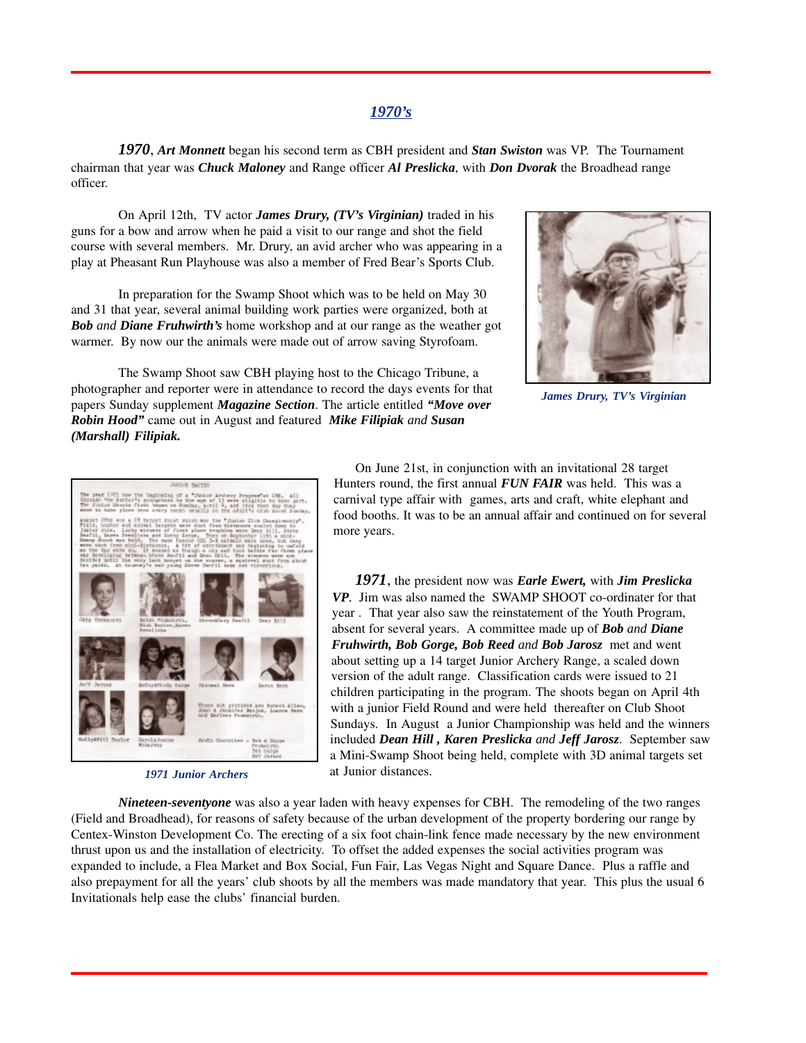## *1970's*

***1970***, ***Art Monnett*** began his second term as CBH president and ***Stan Swiston*** was VP. The Tournament chairman that year was ***Chuck Maloney*** and Range officer ***Al Preslicka***, with ***Don Dvorak*** the Broadhead range officer.

On April 12th, TV actor ***James Drury, (TV's Virginian)*** traded in his guns for a bow and arrow when he paid a visit to our range and shot the field course with several members. Mr. Drury, an avid archer who was appearing in a play at Pheasant Run Playhouse was also a member of Fred Bear's Sports Club.

*James Drury, TV's Virginian*

In preparation for the Swamp Shoot which was to be held on May 30 and 31 that year, several animal building work parties were organized, both at ***Bob*** *and* ***Diane Fruhwirth's*** home workshop and at our range as the weather got warmer. By now our the animals were made out of arrow saving Styrofoam.

The Swamp Shoot saw CBH playing host to the Chicago Tribune, a photographer and reporter were in attendance to record the days events for that papers Sunday supplement ***Magazine Section***. The article entitled ***"Move over Robin Hood"*** came out in August and featured ***Mike Filipiak*** *and* ***Susan (Marshall) Filipiak.***

On June 21st, in conjunction with an invitational 28 target Hunters round, the first annual ***FUN FAIR*** was held. This was a carnival type affair with games, arts and craft, white elephant and food booths. It was to be an annual affair and continued on for several more years.

*1971 Junior Archers*

***1971***, the president now was ***Earle Ewert,*** with ***Jim Preslicka VP***. Jim was also named the SWAMP SHOOT co-ordinater for that year . That year also saw the reinstatement of the Youth Program, absent for several years. A committee made up of ***Bob*** *and* ***Diane Fruhwirth, Bob Gorge, Bob Reed*** *and* ***Bob Jarosz*** met and went about setting up a 14 target Junior Archery Range, a scaled down version of the adult range. Classification cards were issued to 21 children participating in the program. The shoots began on April 4th with a junior Field Round and were held thereafter on Club Shoot Sundays. In August a Junior Championship was held and the winners included ***Dean Hill , Karen Preslicka*** *and* ***Jeff Jarosz***. September saw a Mini-Swamp Shoot being held, complete with 3D animal targets set at Junior distances.

***Nineteen-seventyone*** was also a year laden with heavy expenses for CBH. The remodeling of the two ranges (Field and Broadhead), for reasons of safety because of the urban development of the property bordering our range by Centex-Winston Development Co. The erecting of a six foot chain-link fence made necessary by the new environment thrust upon us and the installation of electricity. To offset the added expenses the social activities program was expanded to include, a Flea Market and Box Social, Fun Fair, Las Vegas Night and Square Dance. Plus a raffle and also prepayment for all the years' club shoots by all the members was made mandatory that year. This plus the usual 6 Invitationals help ease the clubs' financial burden.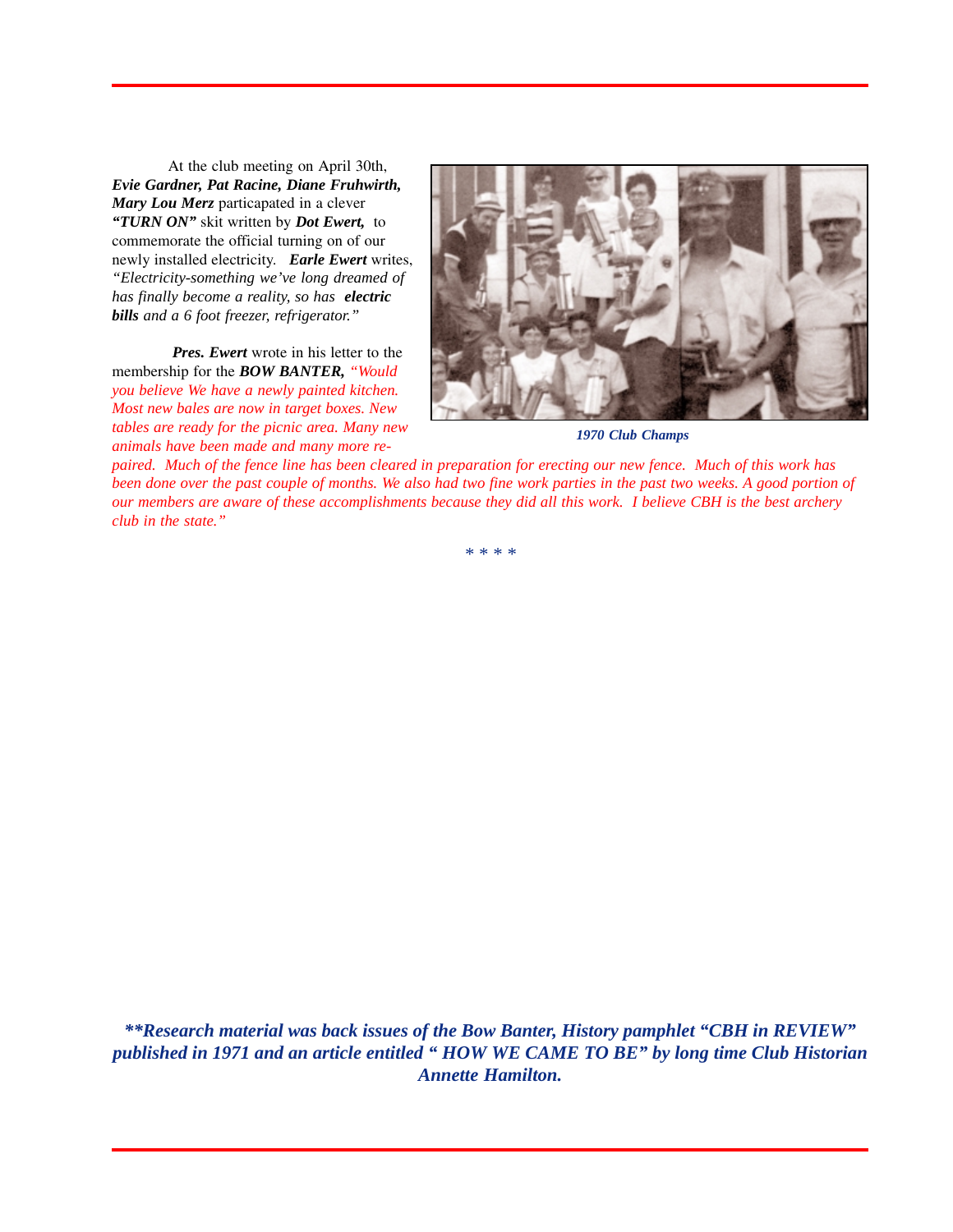At the club meeting on April 30th, ***Evie Gardner, Pat Racine, Diane Fruhwirth, Mary Lou Merz*** particapated in a clever ***"TURN ON"*** skit written by ***Dot Ewert,*** to commemorate the official turning on of our newly installed electricity. ***Earle Ewert*** writes, *"Electricity-something we've long dreamed of has finally become a reality, so has **electric bills** and a 6 foot freezer, refrigerator."*

*1970 Club Champs*

***Pres. Ewert*** wrote in his letter to the membership for the ***BOW BANTER,*** *"Would you believe We have a newly painted kitchen. Most new bales are now in target boxes. New tables are ready for the picnic area. Many new animals have been made and many more repaired. Much of the fence line has been cleared in preparation for erecting our new fence. Much of this work has been done over the past couple of months. We also had two fine work parties in the past two weeks. A good portion of our members are aware of these accomplishments because they did all this work. I believe CBH is the best archery club in the state."*

\* \* \* \*

***\*\*Research material was back issues of the Bow Banter, History pamphlet "CBH in REVIEW" published in 1971 and an article entitled " HOW WE CAME TO BE" by long time Club Historian Annette Hamilton.***